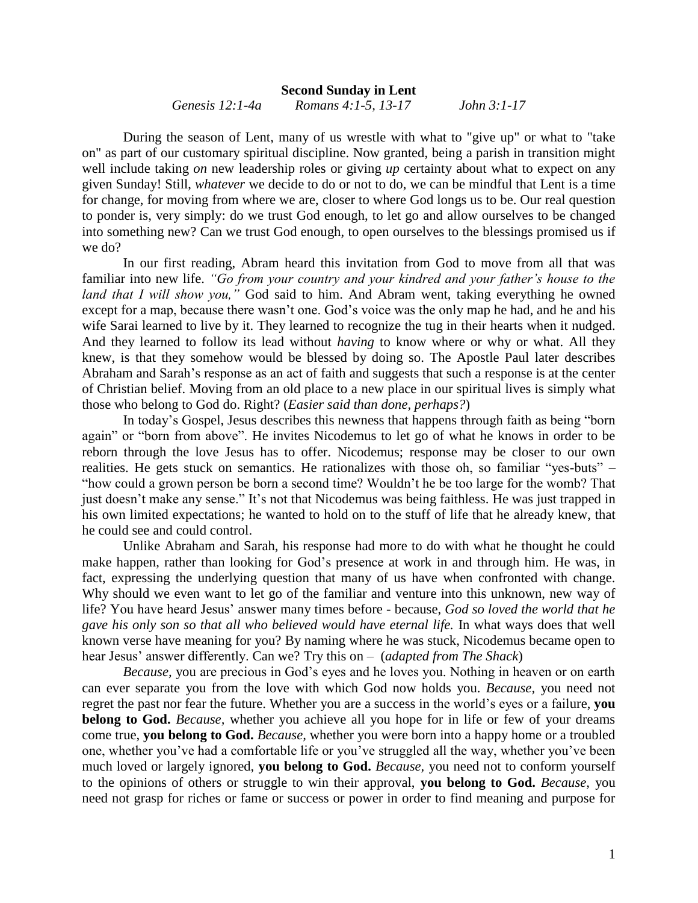**Second Sunday in Lent**

*Genesis 12:1-4a* *Romans 4:1-5, 13-17* *John 3:1-17*

During the season of Lent, many of us wrestle with what to "give up" or what to "take on" as part of our customary spiritual discipline. Now granted, being a parish in transition might well include taking *on* new leadership roles or giving *up* certainty about what to expect on any given Sunday! Still, *whatever* we decide to do or not to do, we can be mindful that Lent is a time for change, for moving from where we are, closer to where God longs us to be. Our real question to ponder is, very simply: do we trust God enough, to let go and allow ourselves to be changed into something new? Can we trust God enough, to open ourselves to the blessings promised us if we do?

In our first reading, Abram heard this invitation from God to move from all that was familiar into new life. *"Go from your country and your kindred and your father's house to the land that I will show you,"* God said to him. And Abram went, taking everything he owned except for a map, because there wasn't one. God's voice was the only map he had, and he and his wife Sarai learned to live by it. They learned to recognize the tug in their hearts when it nudged. And they learned to follow its lead without *having* to know where or why or what. All they knew, is that they somehow would be blessed by doing so. The Apostle Paul later describes Abraham and Sarah's response as an act of faith and suggests that such a response is at the center of Christian belief. Moving from an old place to a new place in our spiritual lives is simply what those who belong to God do. Right? (*Easier said than done, perhaps?*)

In today's Gospel, Jesus describes this newness that happens through faith as being "born again" or "born from above". He invites Nicodemus to let go of what he knows in order to be reborn through the love Jesus has to offer. Nicodemus; response may be closer to our own realities. He gets stuck on semantics. He rationalizes with those oh, so familiar "yes-buts" – "how could a grown person be born a second time? Wouldn't he be too large for the womb? That just doesn't make any sense." It's not that Nicodemus was being faithless. He was just trapped in his own limited expectations; he wanted to hold on to the stuff of life that he already knew, that he could see and could control.

Unlike Abraham and Sarah, his response had more to do with what he thought he could make happen, rather than looking for God's presence at work in and through him. He was, in fact, expressing the underlying question that many of us have when confronted with change. Why should we even want to let go of the familiar and venture into this unknown, new way of life? You have heard Jesus' answer many times before - because, *God so loved the world that he gave his only son so that all who believed would have eternal life.* In what ways does that well known verse have meaning for you? By naming where he was stuck, Nicodemus became open to hear Jesus' answer differently. Can we? Try this on – (*adapted from The Shack*)

*Because,* you are precious in God's eyes and he loves you. Nothing in heaven or on earth can ever separate you from the love with which God now holds you. *Because,* you need not regret the past nor fear the future. Whether you are a success in the world's eyes or a failure, **you belong to God.** *Because,* whether you achieve all you hope for in life or few of your dreams come true, **you belong to God.** *Because,* whether you were born into a happy home or a troubled one, whether you've had a comfortable life or you've struggled all the way, whether you've been much loved or largely ignored, **you belong to God.** *Because,* you need not to conform yourself to the opinions of others or struggle to win their approval, **you belong to God.** *Because,* you need not grasp for riches or fame or success or power in order to find meaning and purpose for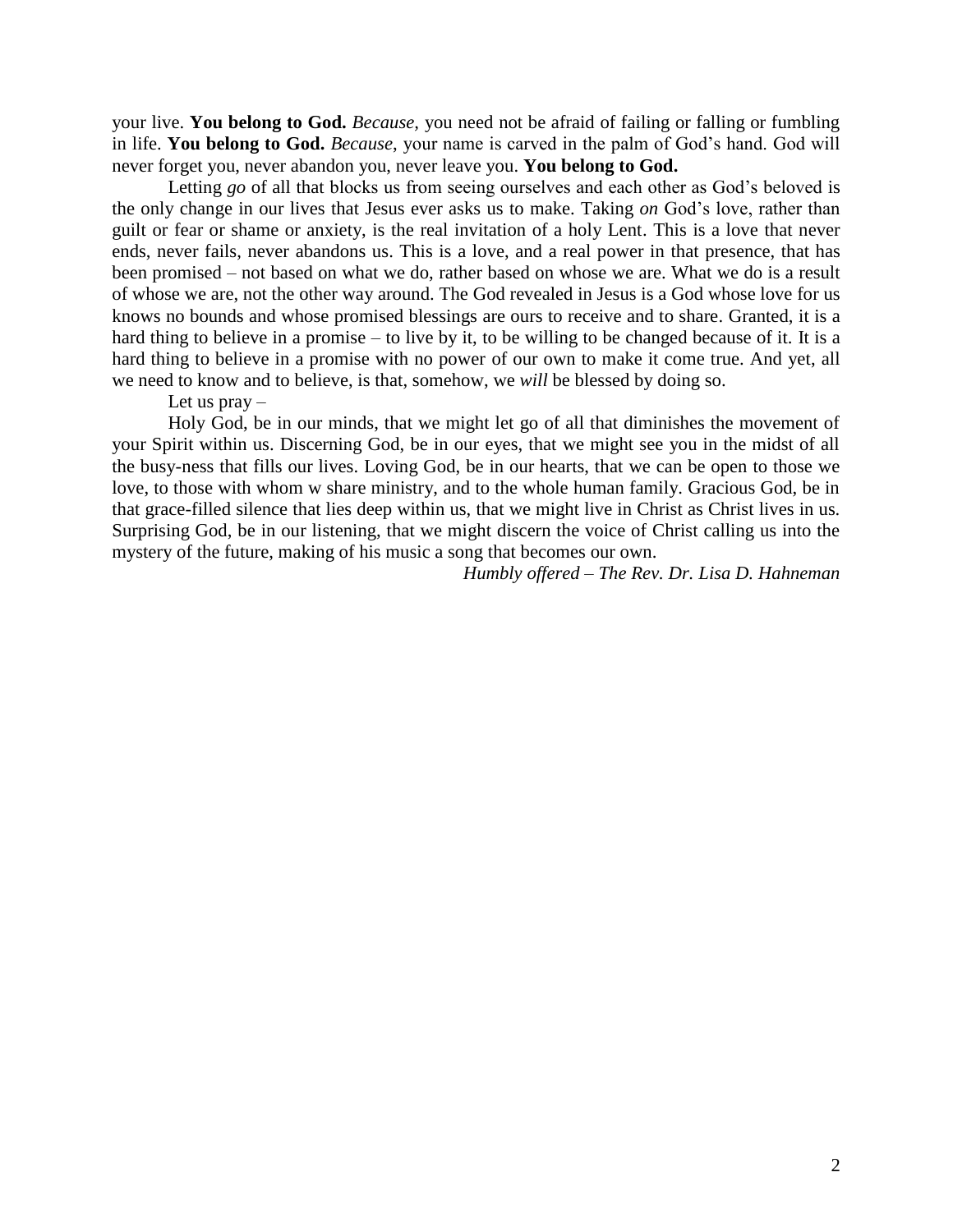your live. **You belong to God.** *Because*, you need not be afraid of failing or falling or fumbling in life. **You belong to God.** *Because*, your name is carved in the palm of God's hand. God will never forget you, never abandon you, never leave you. **You belong to God.**

Letting *go* of all that blocks us from seeing ourselves and each other as God's beloved is the only change in our lives that Jesus ever asks us to make. Taking *on* God's love, rather than guilt or fear or shame or anxiety, is the real invitation of a holy Lent. This is a love that never ends, never fails, never abandons us. This is a love, and a real power in that presence, that has been promised – not based on what we do, rather based on whose we are. What we do is a result of whose we are, not the other way around. The God revealed in Jesus is a God whose love for us knows no bounds and whose promised blessings are ours to receive and to share. Granted, it is a hard thing to believe in a promise – to live by it, to be willing to be changed because of it. It is a hard thing to believe in a promise with no power of our own to make it come true. And yet, all we need to know and to believe, is that, somehow, we *will* be blessed by doing so.

Let us pray –

Holy God, be in our minds, that we might let go of all that diminishes the movement of your Spirit within us. Discerning God, be in our eyes, that we might see you in the midst of all the busy-ness that fills our lives. Loving God, be in our hearts, that we can be open to those we love, to those with whom w share ministry, and to the whole human family. Gracious God, be in that grace-filled silence that lies deep within us, that we might live in Christ as Christ lives in us. Surprising God, be in our listening, that we might discern the voice of Christ calling us into the mystery of the future, making of his music a song that becomes our own.

*Humbly offered – The Rev. Dr. Lisa D. Hahneman*